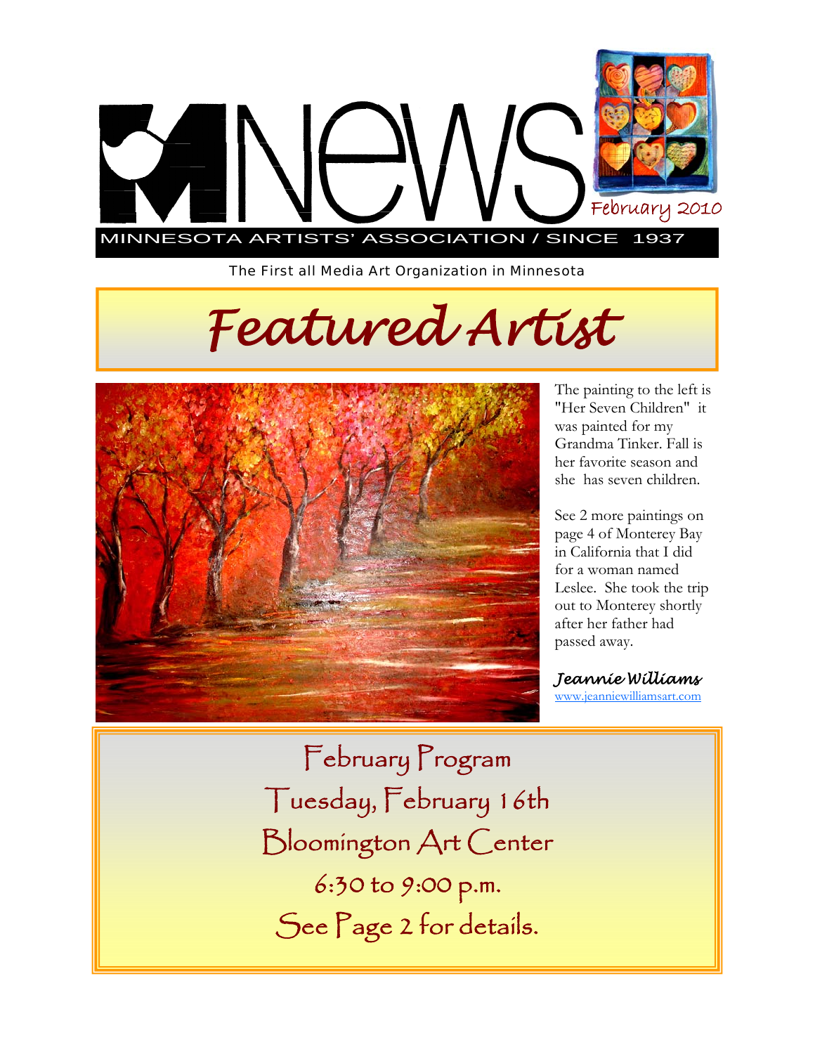# MNews

February 2010

MINNESOTA ARTISTS' ASSOCIATION / SINCE 1937

The First all Media Art Organization in Minnesota

## Featured Artist

The painting to the left is "Her Seven Children" it was painted for my Grandma Tinker. Fall is her favorite season and she has seven children.

See 2 more paintings on page 4 of Monterey Bay in California that I did for a woman named Leslee. She took the trip out to Monterey shortly after her father had passed away.

***Jeannie Williams***
www.jeanniewilliamsart.com

## February Program

Tuesday, February 16th

Bloomington Art Center

6:30 to 9:00 p.m.

See Page 2 for details.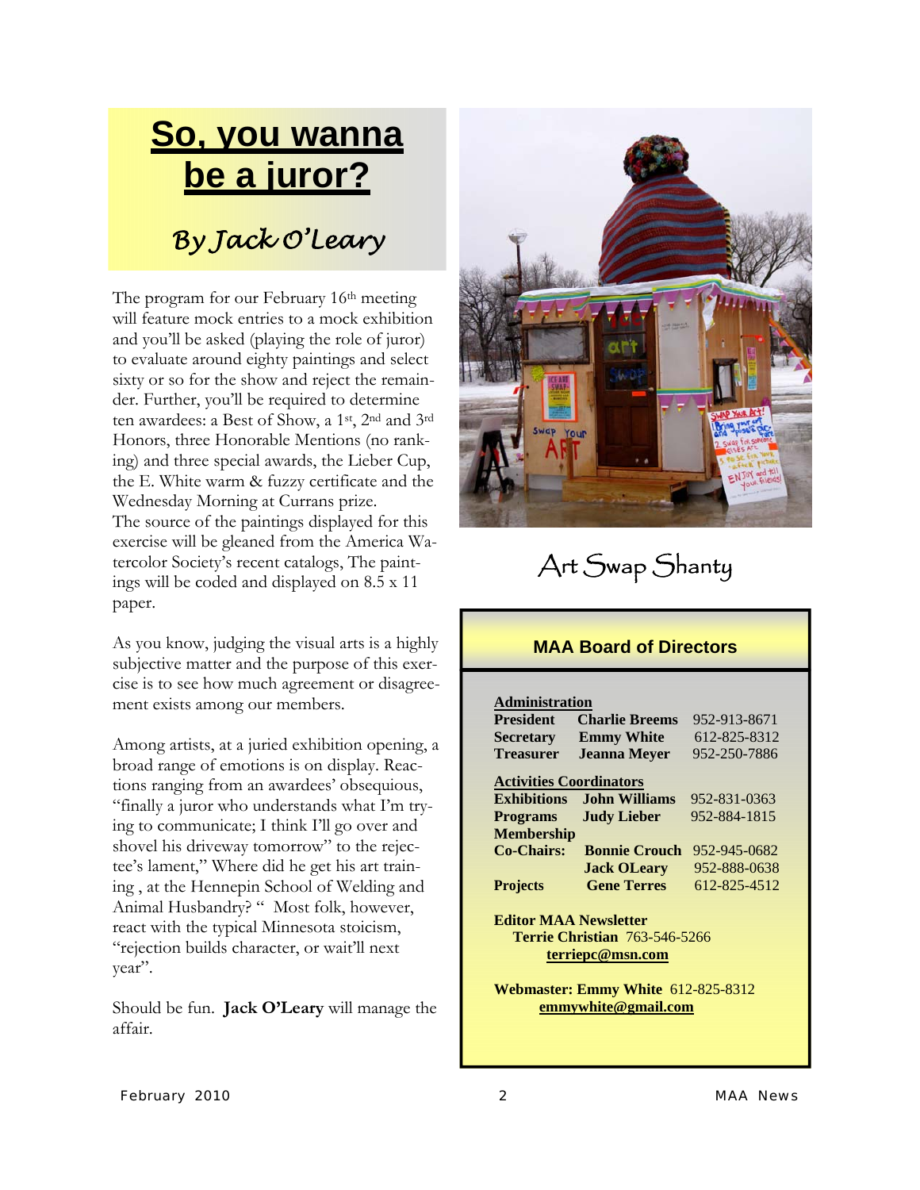# So, you wanna be a juror?

## *By Jack O'Leary*

The program for our February 16th meeting will feature mock entries to a mock exhibition and you'll be asked (playing the role of juror) to evaluate around eighty paintings and select sixty or so for the show and reject the remainder. Further, you'll be required to determine ten awardees: a Best of Show, a 1st, 2nd and 3rd Honors, three Honorable Mentions (no ranking) and three special awards, the Lieber Cup, the E. White warm & fuzzy certificate and the Wednesday Morning at Currans prize.
The source of the paintings displayed for this exercise will be gleaned from the America Watercolor Society's recent catalogs, The paintings will be coded and displayed on 8.5 x 11 paper.

As you know, judging the visual arts is a highly subjective matter and the purpose of this exercise is to see how much agreement or disagreement exists among our members.

Among artists, at a juried exhibition opening, a broad range of emotions is on display. Reactions ranging from an awardees' obsequious, "finally a juror who understands what I'm trying to communicate; I think I'll go over and shovel his driveway tomorrow" to the rejectee's lament," Where did he get his art training , at the Hennepin School of Welding and Animal Husbandry? " Most folk, however, react with the typical Minnesota stoicism, "rejection builds character, or wait'll next year".

Should be fun. **Jack O'Leary** will manage the affair.

Art Swap Shanty

## MAA Board of Directors

**Administration**

| | | |
|---|---|---|
| **President** | **Charlie Breems** | 952-913-8671 |
| **Secretary** | **Emmy White** | 612-825-8312 |
| **Treasurer** | **Jeanna Meyer** | 952-250-7886 |

**Activities Coordinators**

| | | |
|---|---|---|
| **Exhibitions** | **John Williams** | 952-831-0363 |
| **Programs** | **Judy Lieber** | 952-884-1815 |
| **Membership Co-Chairs:** | **Bonnie Crouch** | 952-945-0682 |
| | **Jack OLeary** | 952-888-0638 |
| **Projects** | **Gene Terres** | 612-825-4512 |

**Editor MAA Newsletter**
**Terrie Christian** 763-546-5266
**terriepc@msn.com**

**Webmaster: Emmy White** 612-825-8312
**emmywhite@gmail.com**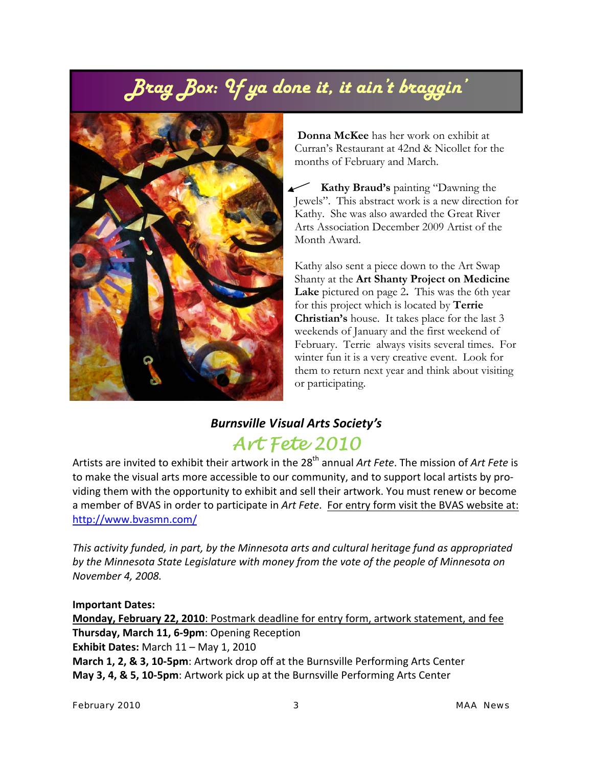## Brag Box: If ya done it, it ain't braggin'

**Donna McKee** has her work on exhibit at Curran's Restaurant at 42nd & Nicollet for the months of February and March.

**Kathy Braud's** painting "Dawning the Jewels". This abstract work is a new direction for Kathy. She was also awarded the Great River Arts Association December 2009 Artist of the Month Award.

Kathy also sent a piece down to the Art Swap Shanty at the **Art Shanty Project on Medicine Lake** pictured on page 2**.** This was the 6th year for this project which is located by **Terrie Christian's** house. It takes place for the last 3 weekends of January and the first weekend of February. Terrie always visits several times. For winter fun it is a very creative event. Look for them to return next year and think about visiting or participating.

### *Burnsville Visual Arts Society's*

## Art Fete 2010

Artists are invited to exhibit their artwork in the 28th annual *Art Fete*. The mission of *Art Fete* is to make the visual arts more accessible to our community, and to support local artists by providing them with the opportunity to exhibit and sell their artwork. You must renew or become a member of BVAS in order to participate in *Art Fete*. For entry form visit the BVAS website at: http://www.bvasmn.com/

*This activity funded, in part, by the Minnesota arts and cultural heritage fund as appropriated by the Minnesota State Legislature with money from the vote of the people of Minnesota on November 4, 2008.*

**Important Dates:**

**Monday, February 22, 2010**: Postmark deadline for entry form, artwork statement, and fee
**Thursday, March 11, 6-9pm**: Opening Reception
**Exhibit Dates:** March 11 – May 1, 2010
**March 1, 2, & 3, 10-5pm**: Artwork drop off at the Burnsville Performing Arts Center
**May 3, 4, & 5, 10-5pm**: Artwork pick up at the Burnsville Performing Arts Center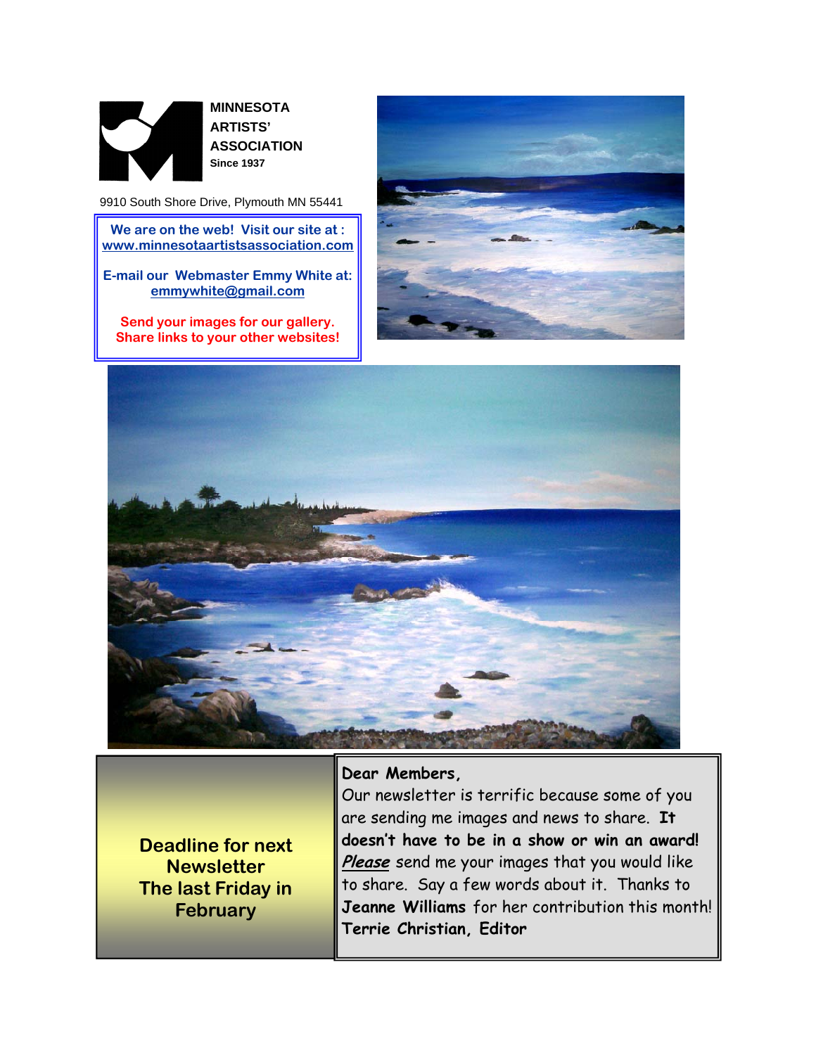**MINNESOTA ARTISTS' ASSOCIATION**
**Since 1937**

9910 South Shore Drive, Plymouth MN 55441

**We are on the web! Visit our site at :**
**www.minnesotaartistsassociation.com**

**E-mail our Webmaster Emmy White at:**
**emmywhite@gmail.com**

**Send your images for our gallery.**
**Share links to your other websites!**

**Deadline for next Newsletter**
**The last Friday in February**

**Dear Members,**

Our newsletter is terrific because some of you are sending me images and news to share. **It doesn't have to be in a show or win an award!** ***Please*** send me your images that you would like to share. Say a few words about it. Thanks to **Jeanne Williams** for her contribution this month!

**Terrie Christian, Editor**